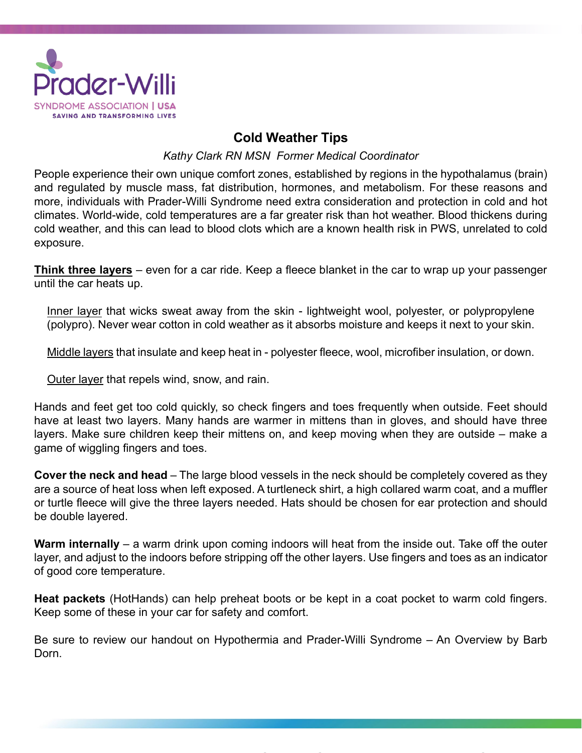Prader-Willi

SYNDROME ASSOCIATION | USA

SAVING AND TRANSFORMING LIVES

# Cold Weather Tips

*Kathy Clark RN MSN Former Medical Coordinator*

People experience their own unique comfort zones, established by regions in the hypothalamus (brain) and regulated by muscle mass, fat distribution, hormones, and metabolism. For these reasons and more, individuals with Prader-Willi Syndrome need extra consideration and protection in cold and hot climates. World-wide, cold temperatures are a far greater risk than hot weather. Blood thickens during cold weather, and this can lead to blood clots which are a known health risk in PWS, unrelated to cold exposure.

**Think three layers** – even for a car ride. Keep a fleece blanket in the car to wrap up your passenger until the car heats up.

Inner layer that wicks sweat away from the skin - lightweight wool, polyester, or polypropylene (polypro). Never wear cotton in cold weather as it absorbs moisture and keeps it next to your skin.

Middle layers that insulate and keep heat in - polyester fleece, wool, microfiber insulation, or down.

Outer layer that repels wind, snow, and rain.

Hands and feet get too cold quickly, so check fingers and toes frequently when outside. Feet should have at least two layers. Many hands are warmer in mittens than in gloves, and should have three layers. Make sure children keep their mittens on, and keep moving when they are outside – make a game of wiggling fingers and toes.

**Cover the neck and head** – The large blood vessels in the neck should be completely covered as they are a source of heat loss when left exposed. A turtleneck shirt, a high collared warm coat, and a muffler or turtle fleece will give the three layers needed. Hats should be chosen for ear protection and should be double layered.

**Warm internally** – a warm drink upon coming indoors will heat from the inside out. Take off the outer layer, and adjust to the indoors before stripping off the other layers. Use fingers and toes as an indicator of good core temperature.

**Heat packets** (HotHands) can help preheat boots or be kept in a coat pocket to warm cold fingers. Keep some of these in your car for safety and comfort.

Be sure to review our handout on Hypothermia and Prader-Willi Syndrome – An Overview by Barb Dorn.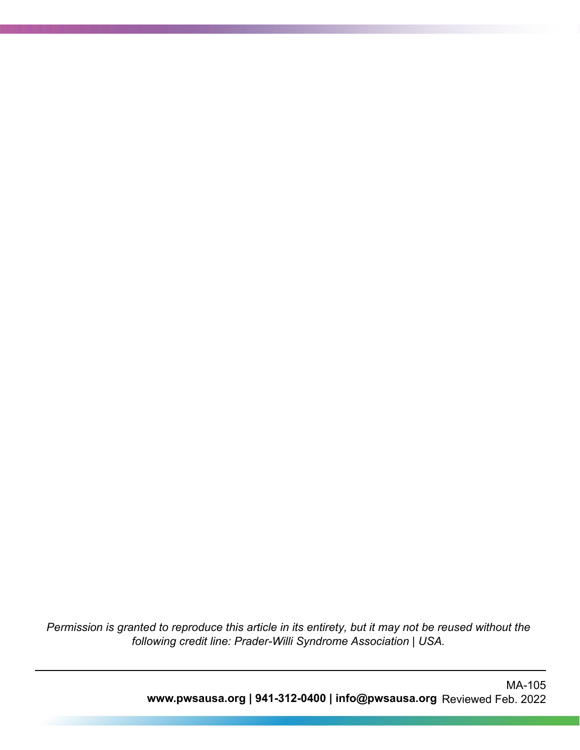*Permission is granted to reproduce this article in its entirety, but it may not be reused without the following credit line: Prader-Willi Syndrome Association | USA.*

---

MA-105

**www.pwsausa.org | 941-312-0400 | info@pwsausa.org** Reviewed Feb. 2022